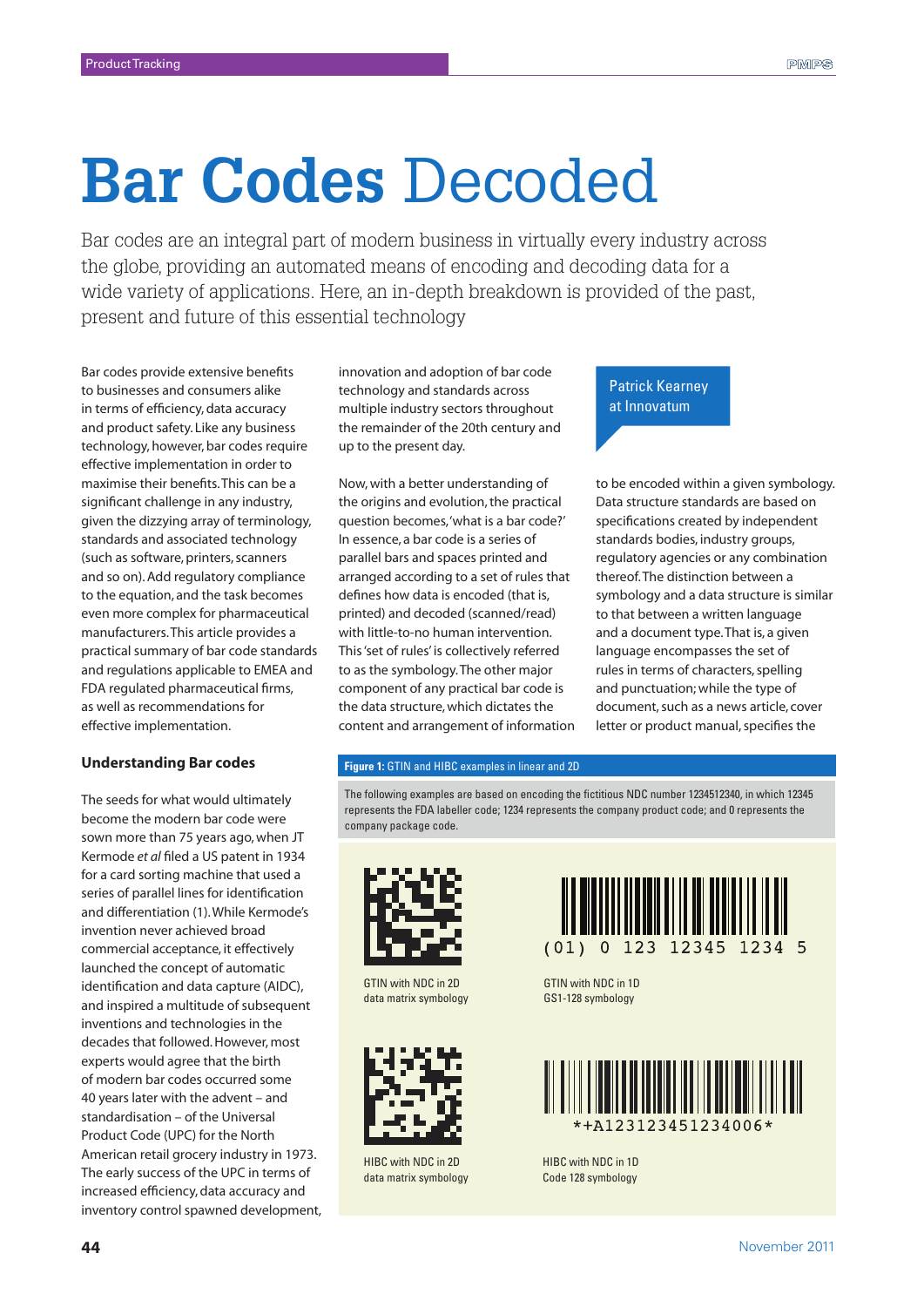# Bar Codes Decoded

Bar codes are an integral part of modern business in virtually every industry across the globe, providing an automated means of encoding and decoding data for a wide variety of applications. Here, an in-depth breakdown is provided for the past, present and future of this essential technology

Patrick Kearney at Innovatum

Bar codes provide extensive benefits to businesses and consumers alike in terms of efficiency, data accuracy and product safety. Like any business technology, however, bar codes require effective implementation in order to maximise their benefits. This can be a significant challenge in any industry, given the dizzying array of terminology, standards and associated technology (such as software, printers, scanners and so on). Add regulatory compliance to the equation, and the task becomes even more complex for pharmaceutical manufacturers. This article provides a practical summary of bar code standards and regulations applicable to EMEA and FDA regulated pharmaceutical firms, as well as recommendations for effective implementation.

## Understanding Bar codes

The seeds for what would ultimately become the modern bar code were sown more than 75 years ago, when JT Kermode *et al* filed a US patent in 1934 for a card sorting machine that used a series of parallel lines for identification and differentiation (1). While Kermode's invention never achieved broad commercial acceptance, it effectively launched the concept of automatic identification and data capture (AIDC), and inspired a multitude of subsequent inventions and technologies in the decades that followed. However, most experts would agree that the birth of modern bar codes occurred some 40 years later with the advent – and standardisation – of the Universal Product Code (UPC) for the North American retail grocery industry in 1973. The early success of the UPC in terms of increased efficiency, data accuracy and inventory control spawned development, innovation and adoption of bar code technology and standards across multiple industry sectors throughout the remainder of the 20th century and up to the present day.

Now, with a better understanding of the origins and evolution, the practical question becomes, 'what is a bar code?' In essence, a bar code is a series of parallel bars and spaces printed and arranged according to a set of rules that defines how data is encoded (that is, printed) and decoded (scanned/read) with little-to-no human intervention. This 'set of rules' is collectively referred to as the symbology. The other major component of any practical bar code is the data structure, which dictates the content and arrangement of information to be encoded within a given symbology. Data structure standards are based on specifications created by independent standards bodies, industry groups, regulatory agencies or any combination thereof. The distinction between a symbology and a data structure is similar to that between a written language and a document type. That is, a given language encompasses the set of rules in terms of characters, spelling and punctuation; while the type of document, such as a news article, cover letter or product manual, specifies the

**Figure 1:** GTIN and HIBC examples in linear and 2D

The following examples are based on encoding the fictitious NDC number 1234512340, in which 12345 represents the FDA labeller code; 1234 represents the company product code; and 0 represents the company package code.

GTIN with NDC in 2D data matrix symbology

(01) 0 123 12345 1234 5

GTIN with NDC in 1D GS1-128 symbology

HIBC with NDC in 2D data matrix symbology

*+A123123451234006*

HIBC with NDC in 1D Code 128 symbology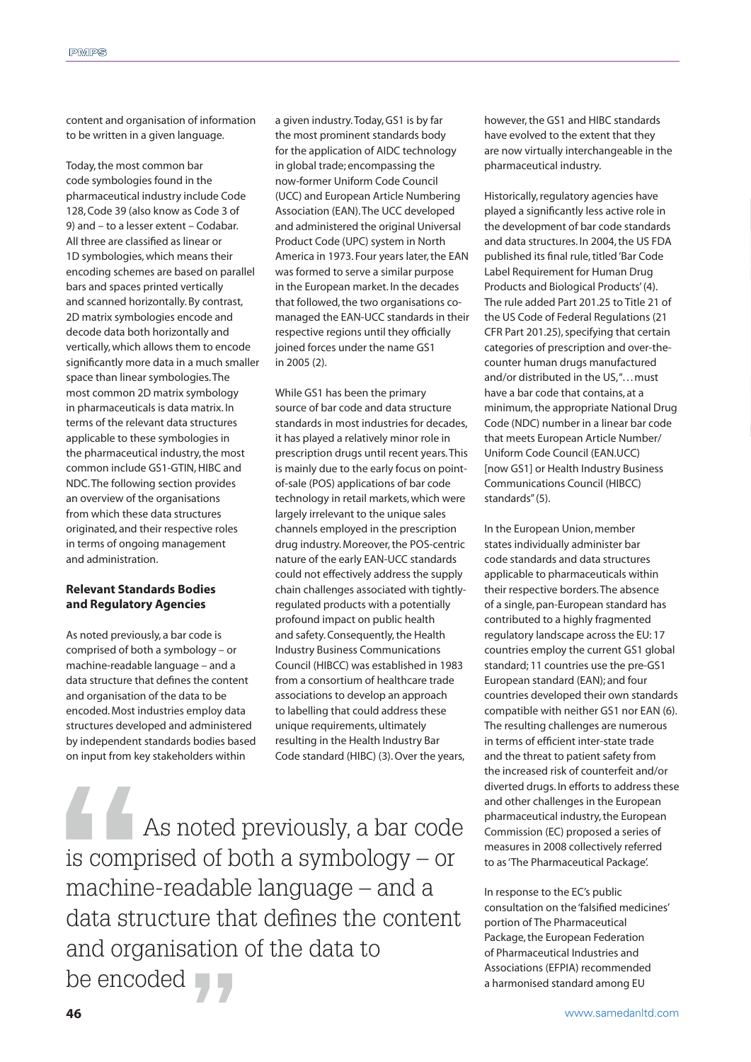content and organisation of information to be written in a given language.

Today, the most common bar code symbologies found in the pharmaceutical industry include Code 128, Code 39 (also know as Code 3 of 9) and – to a lesser extent – Codabar. All three are classified as linear or 1D symbologies, which means their encoding schemes are based on parallel bars and spaces printed vertically and scanned horizontally. By contrast, 2D matrix symbologies encode and decode data both horizontally and vertically, which allows them to encode significantly more data in a much smaller space than linear symbologies. The most common 2D matrix symbology in pharmaceuticals is data matrix. In terms of the relevant data structures applicable to these symbologies in the pharmaceutical industry, the most common include GS1-GTIN, HIBC and NDC. The following section provides an overview of the organisations from which these data structures originated, and their respective roles in terms of ongoing management and administration.

**Relevant Standards Bodies and Regulatory Agencies**

As noted previously, a bar code is comprised of both a symbology – or machine-readable language – and a data structure that defines the content and organisation of the data to be encoded. Most industries employ data structures developed and administered by independent standards bodies based on input from key stakeholders within a given industry. Today, GS1 is by far the most prominent standards body for the application of AIDC technology in global trade; encompassing the now-former Uniform Code Council (UCC) and European Article Numbering Association (EAN). The UCC developed and administered the original Universal Product Code (UPC) system in North America in 1973. Four years later, the EAN was formed to serve a similar purpose in the European market. In the decades that followed, the two organisations co-managed the EAN-UCC standards in their respective regions until they officially joined forces under the name GS1 in 2005 (2).

While GS1 has been the primary source of bar code and data structure standards in most industries for decades, it has played a relatively minor role in prescription drugs until recent years. This is mainly due to the early focus on point-of-sale (POS) applications of bar code technology in retail markets, which were largely irrelevant to the unique sales channels employed in the prescription drug industry. Moreover, the POS-centric nature of the early EAN-UCC standards could not effectively address the supply chain challenges associated with tightly-regulated products with a potentially profound impact on public health and safety. Consequently, the Health Industry Business Communications Council (HIBCC) was established in 1983 from a consortium of healthcare trade associations to develop an approach to labelling that could address these unique requirements, ultimately resulting in the Health Industry Bar Code standard (HIBC) (3). Over the years, however, the GS1 and HIBC standards have evolved to the extent that they are now virtually interchangeable in the pharmaceutical industry.

> As noted previously, a bar code is comprised of both a symbology – or machine-readable language – and a data structure that defines the content and organisation of the data to be encoded

Historically, regulatory agencies have played a significantly less active role in the development of bar code standards and data structures. In 2004, the US FDA published its final rule, titled 'Bar Code Label Requirement for Human Drug Products and Biological Products' (4). The rule added Part 201.25 to Title 21 of the US Code of Federal Regulations (21 CFR Part 201.25), specifying that certain categories of prescription and over-the-counter human drugs manufactured and/or distributed in the US, "…must have a bar code that contains, at a minimum, the appropriate National Drug Code (NDC) number in a linear bar code that meets European Article Number/ Uniform Code Council (EAN.UCC) [now GS1] or Health Industry Business Communications Council (HIBCC) standards" (5).

In the European Union, member states individually administer bar code standards and data structures applicable to pharmaceuticals within their respective borders. The absence of a single, pan-European standard has contributed to a highly fragmented regulatory landscape across the EU: 17 countries employ the current GS1 global standard; 11 countries use the pre-GS1 European standard (EAN); and four countries developed their own standards compatible with neither GS1 nor EAN (6). The resulting challenges are numerous in terms of efficient inter-state trade and the threat to patient safety from the increased risk of counterfeit and/or diverted drugs. In efforts to address these and other challenges in the European pharmaceutical industry, the European Commission (EC) proposed a series of measures in 2008 collectively referred to as 'The Pharmaceutical Package'.

In response to the EC's public consultation on the 'falsified medicines' portion of The Pharmaceutical Package, the European Federation of Pharmaceutical Industries and Associations (EFPIA) recommended a harmonised standard among EU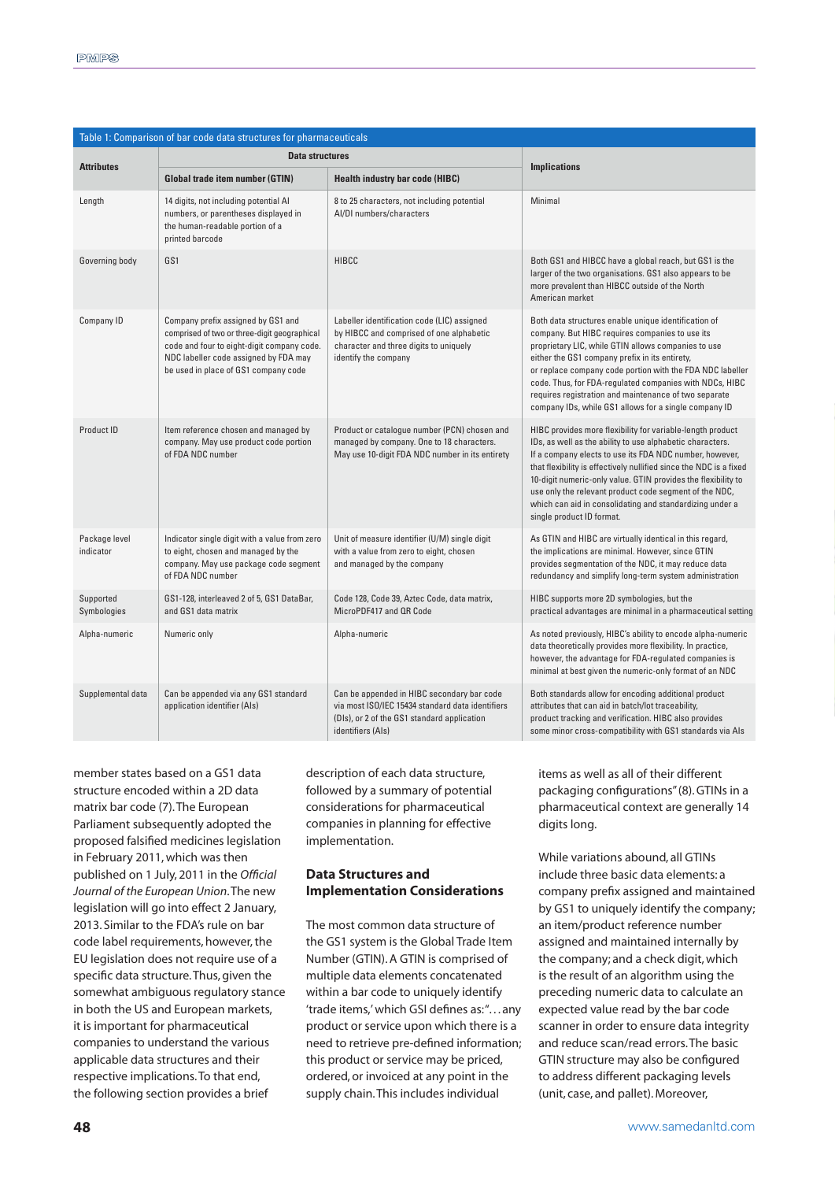Table 1: Comparison of bar code data structures for pharmaceuticals

| Attributes | Data structures | | Implications |
|---|---|---|---|
| | Global trade item number (GTIN) | Health industry bar code (HIBC) | |
| Length | 14 digits, not including potential AI numbers, or parentheses displayed in the human-readable portion of a printed barcode | 8 to 25 characters, not including potential AI/DI numbers/characters | Minimal |
| Governing body | GS1 | HIBCC | Both GS1 and HIBCC have a global reach, but GS1 is the larger of the two organisations. GS1 also appears to be more prevalent than HIBCC outside of the North American market |
| Company ID | Company prefix assigned by GS1 and comprised of two or three-digit geographical code and four to eight-digit company code. NDC labeller code assigned by FDA may be used in place of GS1 company code | Labeller identification code (LIC) assigned by HIBCC and comprised of one alphabetic character and three digits to uniquely identify the company | Both data structures enable unique identification of company. But HIBC requires companies to use its proprietary LIC, while GTIN allows companies to use either the GS1 company prefix in its entirety, or replace company code portion with the FDA NDC labeller code. Thus, for FDA-regulated companies with NDCs, HIBC requires registration and maintenance of two separate company IDs, while GS1 allows for a single company ID |
| Product ID | Item reference chosen and managed by company. May use product code portion of FDA NDC number | Product or catalogue number (PCN) chosen and managed by company. One to 18 characters. May use 10-digit FDA NDC number in its entirety | HIBC provides more flexibility for variable-length product IDs, as well as the ability to use alphabetic characters. If a company elects to use its FDA NDC number, however, that flexibility is effectively nullified since the NDC is a fixed 10-digit numeric-only value. GTIN provides the flexibility to use only the relevant product code segment of the NDC, which can aid in consolidating and standardizing under a single product ID format. |
| Package level indicator | Indicator single digit with a value from zero to eight, chosen and managed by the company. May use package code segment of FDA NDC number | Unit of measure identifier (U/M) single digit with a value from zero to eight, chosen and managed by the company | As GTIN and HIBC are virtually identical in this regard, the implications are minimal. However, since GTIN provides segmentation of the NDC, it may reduce data redundancy and simplify long-term system administration |
| Supported Symbologies | GS1-128, interleaved 2 of 5, GS1 DataBar, and GS1 data matrix | Code 128, Code 39, Aztec Code, data matrix, MicroPDF417 and QR Code | HIBC supports more 2D symbologies, but the practical advantages are minimal in a pharmaceutical setting |
| Alpha-numeric | Numeric only | Alpha-numeric | As noted previously, HIBC's ability to encode alpha-numeric data theoretically provides more flexibility. In practice, however, the advantage for FDA-regulated companies is minimal at best given the numeric-only format of an NDC |
| Supplemental data | Can be appended via any GS1 standard application identifier (AIs) | Can be appended in HIBC secondary bar code via most ISO/IEC 15434 standard data identifiers (DIs), or 2 of the GS1 standard application identifiers (AIs) | Both standards allow for encoding additional product attributes that can aid in batch/lot traceability, product tracking and verification. HIBC also provides some minor cross-compatibility with GS1 standards via AIs |

member states based on a GS1 data structure encoded within a 2D data matrix bar code (7). The European Parliament subsequently adopted the proposed falsified medicines legislation in February 2011, which was then published on 1 July, 2011 in the *Official Journal of the European Union*. The new legislation will go into effect 2 January, 2013. Similar to the FDA's rule on bar code label requirements, however, the EU legislation does not require use of a specific data structure. Thus, given the somewhat ambiguous regulatory stance in both the US and European markets, it is important for pharmaceutical companies to understand the various applicable data structures and their respective implications. To that end, the following section provides a brief description of each data structure, followed by a summary of potential considerations for pharmaceutical companies in planning for effective implementation.

## Data Structures and Implementation Considerations

The most common data structure of the GS1 system is the Global Trade Item Number (GTIN). A GTIN is comprised of multiple data elements concatenated within a bar code to uniquely identify 'trade items,' which GSI defines as: "…any product or service upon which there is a need to retrieve pre-defined information; this product or service may be priced, ordered, or invoiced at any point in the supply chain. This includes individual items as well as all of their different packaging configurations" (8). GTINs in a pharmaceutical context are generally 14 digits long.

While variations abound, all GTINs include three basic data elements: a company prefix assigned and maintained by GS1 to uniquely identify the company; an item/product reference number assigned and maintained internally by the company; and a check digit, which is the result of an algorithm using the preceding numeric data to calculate an expected value read by the bar code scanner in order to ensure data integrity and reduce scan/read errors. The basic GTIN structure may also be configured to address different packaging levels (unit, case, and pallet). Moreover,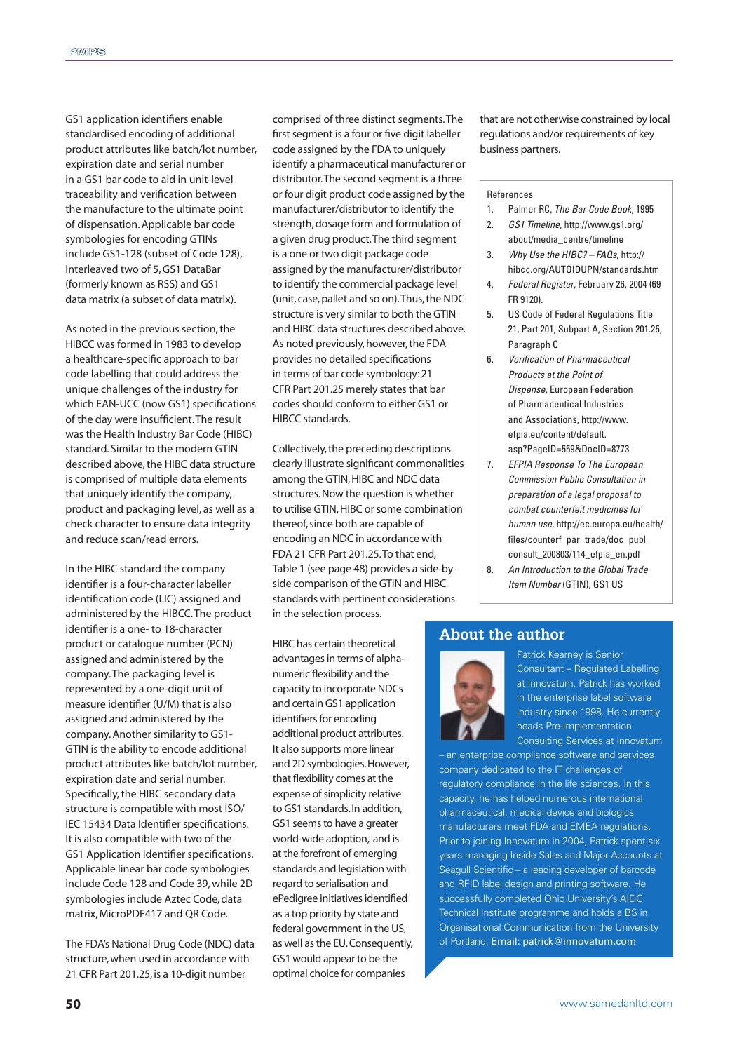GS1 application identifiers enable standardised encoding of additional product attributes like batch/lot number, expiration date and serial number in a GS1 bar code to aid in unit-level traceability and verification between the manufacture to the ultimate point of dispensation. Applicable bar code symbologies for encoding GTINs include GS1-128 (subset of Code 128), Interleaved two of 5, GS1 DataBar (formerly known as RSS) and GS1 data matrix (a subset of data matrix).

As noted in the previous section, the HIBCC was formed in 1983 to develop a healthcare-specific approach to bar code labelling that could address the unique challenges of the industry for which EAN-UCC (now GS1) specifications of the day were insufficient. The result was the Health Industry Bar Code (HIBC) standard. Similar to the modern GTIN described above, the HIBC data structure is comprised of multiple data elements that uniquely identify the company, product and packaging level, as well as a check character to ensure data integrity and reduce scan/read errors.

In the HIBC standard the company identifier is a four-character labeller identification code (LIC) assigned and administered by the HIBCC. The product identifier is a one- to 18-character product or catalogue number (PCN) assigned and administered by the company. The packaging level is represented by a one-digit unit of measure identifier (U/M) that is also assigned and administered by the company. Another similarity to GS1-GTIN is the ability to encode additional product attributes like batch/lot number, expiration date and serial number. Specifically, the HIBC secondary data structure is compatible with most ISO/IEC 15434 Data Identifier specifications. It is also compatible with two of the GS1 Application Identifier specifications. Applicable linear bar code symbologies include Code 128 and Code 39, while 2D symbologies include Aztec Code, data matrix, MicroPDF417 and QR Code.

The FDA's National Drug Code (NDC) data structure, when used in accordance with 21 CFR Part 201.25, is a 10-digit number comprised of three distinct segments. The first segment is a four or five digit labeller code assigned by the FDA to uniquely identify a pharmaceutical manufacturer or distributor. The second segment is a three or four digit product code assigned by the manufacturer/distributor to identify the strength, dosage form and formulation of a given drug product. The third segment is a one or two digit package code assigned by the manufacturer/distributor to identify the commercial package level (unit, case, pallet and so on). Thus, the NDC structure is very similar to both the GTIN and HIBC data structures described above. As noted previously, however, the FDA provides no detailed specifications in terms of bar code symbology: 21 CFR Part 201.25 merely states that bar codes should conform to either GS1 or HIBCC standards.

Collectively, the preceding descriptions clearly illustrate significant commonalities among the GTIN, HIBC and NDC data structures. Now the question is whether to utilise GTIN, HIBC or some combination thereof, since both are capable of encoding an NDC in accordance with FDA 21 CFR Part 201.25. To that end, Table 1 (see page 48) provides a side-by-side comparison of the GTIN and HIBC standards with pertinent considerations in the selection process.

HIBC has certain theoretical advantages in terms of alpha-numeric flexibility and the capacity to incorporate NDCs and certain GS1 application identifiers for encoding additional product attributes. It also supports more linear and 2D symbologies. However, that flexibility comes at the expense of simplicity relative to GS1 standards. In addition, GS1 seems to have a greater world-wide adoption, and is at the forefront of emerging standards and legislation with regard to serialisation and ePedigree initiatives identified as a top priority by state and federal government in the US, as well as the EU. Consequently, GS1 would appear to be the optimal choice for companies that are not otherwise constrained by local regulations and/or requirements of key business partners.

References

1. Palmer RC, *The Bar Code Book*, 1995
2. *GS1 Timeline*, http://www.gs1.org/about/media_centre/timeline
3. *Why Use the HIBC? – FAQs*, http://hibcc.org/AUTOIDUPN/standards.htm
4. *Federal Register*, February 26, 2004 (69 FR 9120).
5. US Code of Federal Regulations Title 21, Part 201, Subpart A, Section 201.25, Paragraph C
6. *Verification of Pharmaceutical Products at the Point of Dispense*, European Federation of Pharmaceutical Industries and Associations, http://www.efpia.eu/content/default.asp?PageID=559&DocID=8773
7. *EFPIA Response To The European Commission Public Consultation in preparation of a legal proposal to combat counterfeit medicines for human use*, http://ec.europa.eu/health/files/counterf_par_trade/doc_publ_consult_200803/114_efpia_en.pdf
8. *An Introduction to the Global Trade Item Number* (GTIN), GS1 US

## About the author

Patrick Kearney is Senior Consultant – Regulated Labelling at Innovatum. Patrick has worked in the enterprise label software industry since 1998. He currently heads Pre-Implementation Consulting Services at Innovatum – an enterprise compliance software and services company dedicated to the IT challenges of regulatory compliance in the life sciences. In this capacity, he has helped numerous international pharmaceutical, medical device and biologics manufacturers meet FDA and EMEA regulations. Prior to joining Innovatum in 2004, Patrick spent six years managing Inside Sales and Major Accounts at Seagull Scientific – a leading developer of barcode and RFID label design and printing software. He successfully completed Ohio University's AIDC Technical Institute programme and holds a BS in Organisational Communication from the University of Portland. **Email: patrick@innovatum.com**